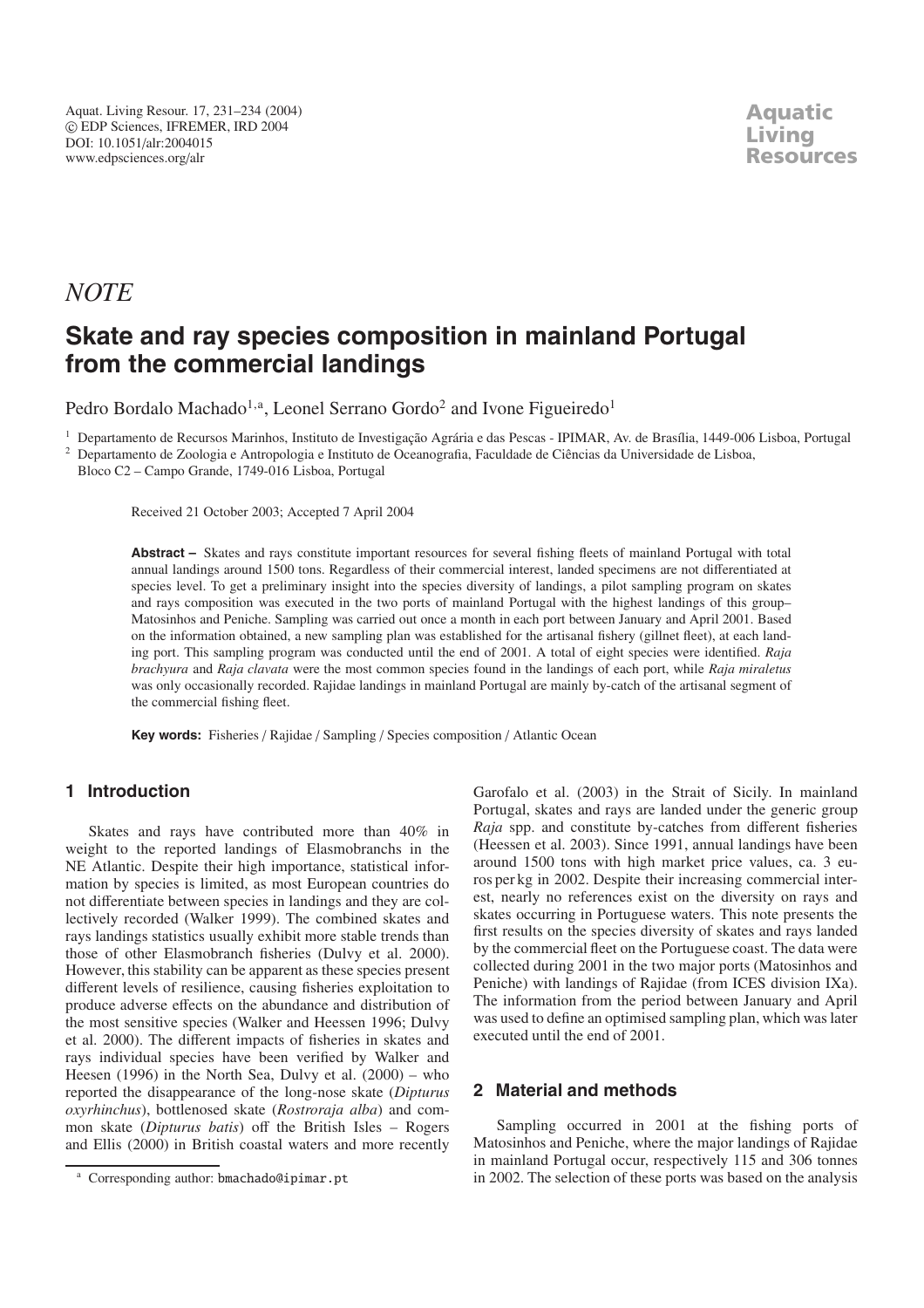*NOTE*

# Skate and ray species composition in mainland Portugal from the commercial landings

Pedro Bordalo Machado[1,a], Leonel Serrano Gordo[2] and Ivone Figueiredo[1]

[1] Departamento de Recursos Marinhos, Instituto de Investigação Agrária e das Pescas - IPIMAR, Av. de Brasília, 1449-006 Lisboa, Portugal
[2] Departamento de Zoologia e Antropologia e Instituto de Oceanografia, Faculdade de Ciências da Universidade de Lisboa, Bloco C2 – Campo Grande, 1749-016 Lisboa, Portugal

Received 21 October 2003; Accepted 7 April 2004

**Abstract –** Skates and rays constitute important resources for several fishing fleets of mainland Portugal with total annual landings around 1500 tons. Regardless of their commercial interest, landed specimens are not differentiated at species level. To get a preliminary insight into the species diversity of landings, a pilot sampling program on skates and rays composition was executed in the two ports of mainland Portugal with the highest landings of this group– Matosinhos and Peniche. Sampling was carried out once a month in each port between January and April 2001. Based on the information obtained, a new sampling plan was established for the artisanal fishery (gillnet fleet), at each landing port. This sampling program was conducted until the end of 2001. A total of eight species were identified. *Raja brachyura* and *Raja clavata* were the most common species found in the landings of each port, while *Raja miraletus* was only occasionally recorded. Rajidae landings in mainland Portugal are mainly by-catch of the artisanal segment of the commercial fishing fleet.

**Key words:** Fisheries / Rajidae / Sampling / Species composition / Atlantic Ocean

## 1 Introduction

Skates and rays have contributed more than 40% in weight to the reported landings of Elasmobranchs in the NE Atlantic. Despite their high importance, statistical information by species is limited, as most European countries do not differentiate between species in landings and they are collectively recorded (Walker 1999). The combined skates and rays landings statistics usually exhibit more stable trends than those of other Elasmobranch fisheries (Dulvy et al. 2000). However, this stability can be apparent as these species present different levels of resilience, causing fisheries exploitation to produce adverse effects on the abundance and distribution of the most sensitive species (Walker and Heessen 1996; Dulvy et al. 2000). The different impacts of fisheries in skates and rays individual species have been verified by Walker and Heesen (1996) in the North Sea, Dulvy et al. (2000) – who reported the disappearance of the long-nose skate (*Dipturus oxyrhinchus*), bottlenosed skate (*Rostroraja alba*) and common skate (*Dipturus batis*) off the British Isles – Rogers and Ellis (2000) in British coastal waters and more recently Garofalo et al. (2003) in the Strait of Sicily. In mainland Portugal, skates and rays are landed under the generic group *Raja* spp. and constitute by-catches from different fisheries (Heessen et al. 2003). Since 1991, annual landings have been around 1500 tons with high market price values, ca. 3 euros per kg in 2002. Despite their increasing commercial interest, nearly no references exist on the diversity on rays and skates occurring in Portuguese waters. This note presents the first results on the species diversity of skates and rays landed by the commercial fleet on the Portuguese coast. The data were collected during 2001 in the two major ports (Matosinhos and Peniche) with landings of Rajidae (from ICES division IXa). The information from the period between January and April was used to define an optimised sampling plan, which was later executed until the end of 2001.

## 2 Material and methods

Sampling occurred in 2001 at the fishing ports of Matosinhos and Peniche, where the major landings of Rajidae in mainland Portugal occur, respectively 115 and 306 tonnes in 2002. The selection of these ports was based on the analysis

[a] Corresponding author: bmachado@ipimar.pt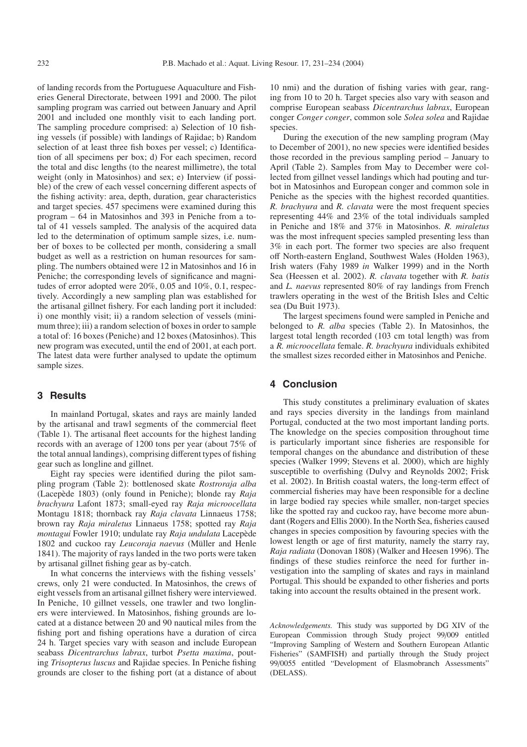of landing records from the Portuguese Aquaculture and Fisheries General Directorate, between 1991 and 2000. The pilot sampling program was carried out between January and April 2001 and included one monthly visit to each landing port. The sampling procedure comprised: a) Selection of 10 fishing vessels (if possible) with landings of Rajidae; b) Random selection of at least three fish boxes per vessel; c) Identification of all specimens per box; d) For each specimen, record the total and disc lengths (to the nearest millimetre), the total weight (only in Matosinhos) and sex; e) Interview (if possible) of the crew of each vessel concerning different aspects of the fishing activity: area, depth, duration, gear characteristics and target species. 457 specimens were examined during this program – 64 in Matosinhos and 393 in Peniche from a total of 41 vessels sampled. The analysis of the acquired data led to the determination of optimum sample sizes, i.e. number of boxes to be collected per month, considering a small budget as well as a restriction on human resources for sampling. The numbers obtained were 12 in Matosinhos and 16 in Peniche; the corresponding levels of significance and magnitudes of error adopted were 20%, 0.05 and 10%, 0.1, respectively. Accordingly a new sampling plan was established for the artisanal gillnet fishery. For each landing port it included: i) one monthly visit; ii) a random selection of vessels (minimum three); iii) a random selection of boxes in order to sample a total of: 16 boxes (Peniche) and 12 boxes (Matosinhos). This new program was executed, until the end of 2001, at each port. The latest data were further analysed to update the optimum sample sizes.

## 3 Results

In mainland Portugal, skates and rays are mainly landed by the artisanal and trawl segments of the commercial fleet (Table 1). The artisanal fleet accounts for the highest landing records with an average of 1200 tons per year (about 75% of the total annual landings), comprising different types of fishing gear such as longline and gillnet.

Eight ray species were identified during the pilot sampling program (Table 2): bottlenosed skate *Rostroraja alba* (Lacepède 1803) (only found in Peniche); blonde ray *Raja brachyura* Lafont 1873; small-eyed ray *Raja microocellata* Montagu 1818; thornback ray *Raja clavata* Linnaeus 1758; brown ray *Raja miraletus* Linnaeus 1758; spotted ray *Raja montagui* Fowler 1910; undulate ray *Raja undulata* Lacepède 1802 and cuckoo ray *Leucoraja naevus* (Müller and Henle 1841). The majority of rays landed in the two ports were taken by artisanal gillnet fishing gear as by-catch.

In what concerns the interviews with the fishing vessels' crews, only 21 were conducted. In Matosinhos, the crews of eight vessels from an artisanal gillnet fishery were interviewed. In Peniche, 10 gillnet vessels, one trawler and two longliners were interviewed. In Matosinhos, fishing grounds are located at a distance between 20 and 90 nautical miles from the fishing port and fishing operations have a duration of circa 24 h. Target species vary with season and include European seabass *Dicentrarchus labrax*, turbot *Psetta maxima*, pouting *Trisopterus luscus* and Rajidae species. In Peniche fishing grounds are closer to the fishing port (at a distance of about 10 nmi) and the duration of fishing varies with gear, ranging from 10 to 20 h. Target species also vary with season and comprise European seabass *Dicentrarchus labrax*, European conger *Conger conger*, common sole *Solea solea* and Rajidae species.

During the execution of the new sampling program (May to December of 2001), no new species were identified besides those recorded in the previous sampling period – January to April (Table 2). Samples from May to December were collected from gillnet vessel landings which had pouting and turbot in Matosinhos and European conger and common sole in Peniche as the species with the highest recorded quantities. *R. brachyura* and *R. clavata* were the most frequent species representing 44% and 23% of the total individuals sampled in Peniche and 18% and 37% in Matosinhos. *R. miraletus* was the most infrequent species sampled presenting less than 3% in each port. The former two species are also frequent off North-eastern England, Southwest Wales (Holden 1963), Irish waters (Fahy 1989 *in* Walker 1999) and in the North Sea (Heessen et al. 2002). *R. clavata* together with *R. batis* and *L. naevus* represented 80% of ray landings from French trawlers operating in the west of the British Isles and Celtic sea (Du Buit 1973).

The largest specimens found were sampled in Peniche and belonged to *R. alba* species (Table 2). In Matosinhos, the largest total length recorded (103 cm total length) was from a *R. microocellata* female. *R. brachyura* individuals exhibited the smallest sizes recorded either in Matosinhos and Peniche.

## 4 Conclusion

This study constitutes a preliminary evaluation of skates and rays species diversity in the landings from mainland Portugal, conducted at the two most important landing ports. The knowledge on the species composition throughout time is particularly important since fisheries are responsible for temporal changes on the abundance and distribution of these species (Walker 1999; Stevens et al. 2000), which are highly susceptible to overfishing (Dulvy and Reynolds 2002; Frisk et al. 2002). In British coastal waters, the long-term effect of commercial fisheries may have been responsible for a decline in large bodied ray species while smaller, non-target species like the spotted ray and cuckoo ray, have become more abundant (Rogers and Ellis 2000). In the North Sea, fisheries caused changes in species composition by favouring species with the lowest length or age of first maturity, namely the starry ray, *Raja radiata* (Donovan 1808) (Walker and Heesen 1996). The findings of these studies reinforce the need for further investigation into the sampling of skates and rays in mainland Portugal. This should be expanded to other fisheries and ports taking into account the results obtained in the present work.

*Acknowledgements.* This study was supported by DG XIV of the European Commission through Study project 99/009 entitled "Improving Sampling of Western and Southern European Atlantic Fisheries" (SAMFISH) and partially through the Study project 99/0055 entitled "Development of Elasmobranch Assessments" (DELASS).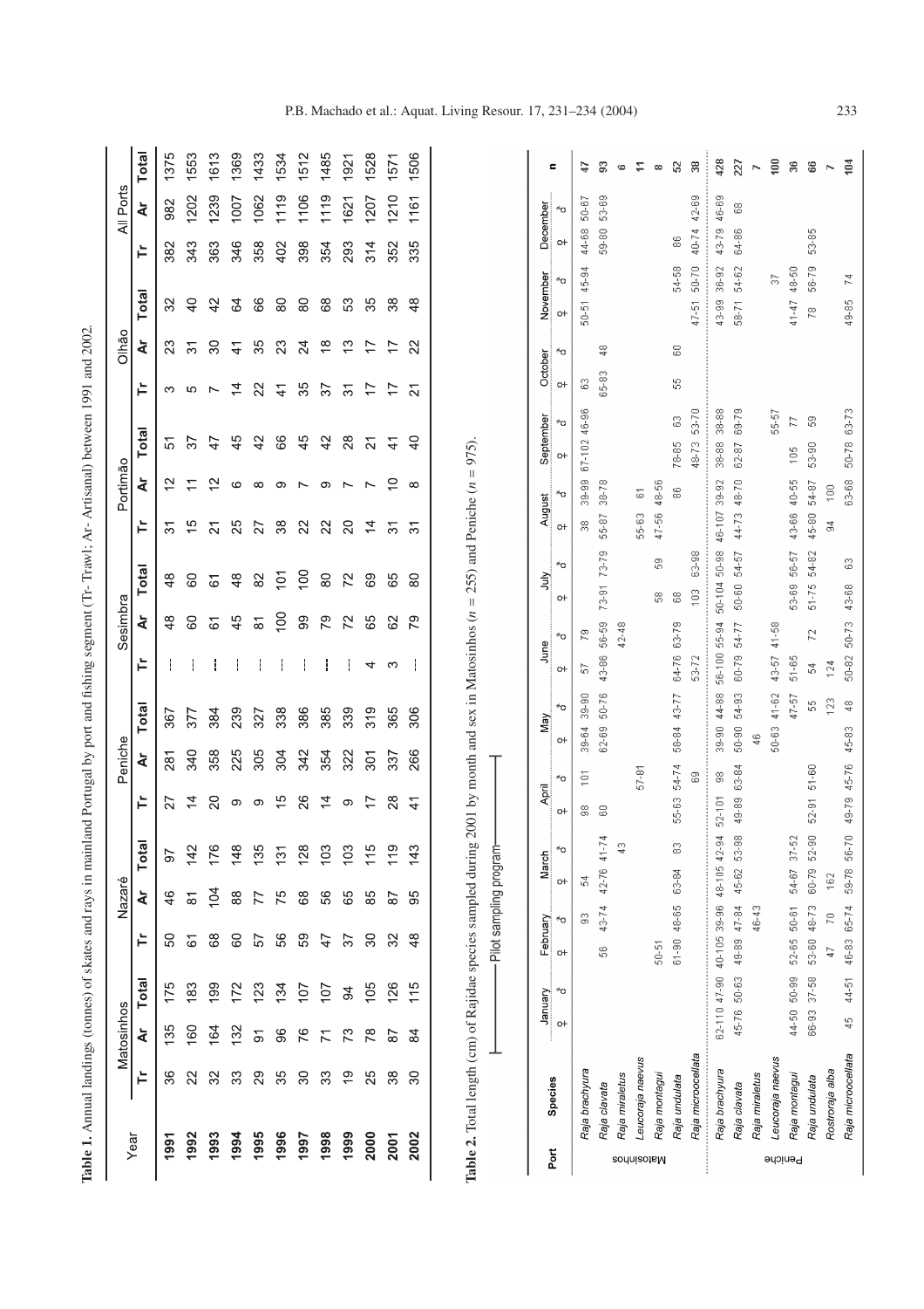**Table 1.** Annual landings (tonnes) of skates and rays in mainland Portugal by port and fishing segment (Tr- Trawl; Ar- Artisanal) between 1991 and 2002.

| Year | Matosinhos | | | Nazaré | | | Peniche | | | Sesimbra | | | Portimão | | | Olhão | | | All Ports | | |
|---|---|---|---|---|---|---|---|---|---|---|---|---|---|---|---|---|---|---|---|---|---|
| | Tr | Ar | Total | Tr | Ar | Total | Tr | Ar | Total | Tr | Ar | Total | Tr | Ar | Total | Tr | Ar | Total | Tr | Ar | Total |
| **1991** | 36 | 135 | 175 | 50 | 46 | 97 | 27 | 281 | 367 | -- | 48 | 48 | 31 | 12 | 51 | 3 | 23 | 32 | 382 | 982 | 1375 |
| **1992** | 22 | 160 | 183 | 61 | 81 | 142 | 14 | 340 | 377 | -- | 60 | 60 | 15 | 11 | 37 | 5 | 31 | 40 | 343 | 1202 | 1553 |
| **1993** | 32 | 164 | 199 | 68 | 104 | 176 | 20 | 358 | 384 | -- | 61 | 61 | 21 | 12 | 47 | 7 | 30 | 42 | 363 | 1239 | 1613 |
| **1994** | 33 | 132 | 172 | 60 | 88 | 148 | 9 | 225 | 239 | -- | 45 | 48 | 25 | 6 | 45 | 14 | 41 | 64 | 346 | 1007 | 1369 |
| **1995** | 29 | 91 | 123 | 57 | 77 | 135 | 9 | 305 | 327 | -- | 81 | 82 | 27 | 8 | 42 | 22 | 35 | 66 | 358 | 1062 | 1433 |
| **1996** | 35 | 96 | 134 | 56 | 75 | 131 | 15 | 304 | 338 | -- | 100 | 101 | 38 | 9 | 66 | 41 | 23 | 80 | 402 | 1119 | 1534 |
| **1997** | 30 | 76 | 107 | 59 | 68 | 128 | 26 | 342 | 386 | -- | 99 | 100 | 22 | 7 | 45 | 35 | 24 | 80 | 398 | 1106 | 1512 |
| **1998** | 33 | 71 | 107 | 47 | 56 | 103 | 14 | 354 | 385 | -- | 79 | 80 | 22 | 9 | 42 | 37 | 18 | 68 | 354 | 1119 | 1485 |
| **1999** | 19 | 73 | 94 | 37 | 65 | 103 | 9 | 322 | 339 | -- | 72 | 72 | 20 | 7 | 28 | 31 | 13 | 53 | 293 | 1621 | 1921 |
| **2000** | 25 | 78 | 105 | 30 | 85 | 115 | 17 | 301 | 319 | 4 | 65 | 69 | 14 | 7 | 21 | 17 | 17 | 35 | 314 | 1207 | 1528 |
| **2001** | 38 | 87 | 126 | 32 | 87 | 119 | 28 | 337 | 365 | 3 | 62 | 65 | 31 | 10 | 41 | 17 | 17 | 38 | 352 | 1210 | 1571 |
| **2002** | 30 | 84 | 115 | 48 | 95 | 143 | 41 | 266 | 306 | -- | 79 | 80 | 31 | 8 | 40 | 21 | 22 | 48 | 335 | 1161 | 1506 |

**Table 2.** Total length (cm) of Rajidae species sampled during 2001 by month and sex in Matosinhos ($n$ = 255) and Peniche ($n$ = 975).

(Pilot sampling program: January–April)

| Port | Species | January | | February | | March | | April | | May | | June | | July | | August | | September | | October | | November | | December | | n |
|---|---|---|---|---|---|---|---|---|---|---|---|---|---|---|---|---|---|---|---|---|---|---|---|---|---|---|
| | | ♀ | ♂ | ♀ | ♂ | ♀ | ♂ | ♀ | ♂ | ♀ | ♂ | ♀ | ♂ | ♀ | ♂ | ♀ | ♂ | ♀ | ♂ | ♀ | ♂ | ♀ | ♂ | ♀ | ♂ | |
| Matosinhos | *Raja brachyura* | | | | 93 | 54 | | 98 | 101 | 39-64 | 39-90 | 57 | 79 | | | 38 | 39-99 | 67-102 | 46-96 | 63 | | 50-51 | 45-94 | 44-68 | 50-67 | 47 |
| | *Raja clavata* | | | 56 | 43-74 | 42-76 | 41-74 | 60 | | 62-69 | 50-76 | 43-86 | 56-59 | 73-91 | 73-79 | 55-87 | 38-78 | | | 65-83 | 48 | | | 59-80 | 53-69 | 93 |
| | *Raja miraletus* | | | | | | 43 | | | | | | 42-48 | | | | | | | | | | | | | 6 |
| | *Leucoraja naevus* | | | | | | | | 57-81 | | | | | | | 55-63 | 61 | | | | | | | | | 11 |
| | *Raja montagui* | | | 50-51 | | | | | | | | | | 58 | 59 | 47-56 | 48-56 | | | | | | 54-58 | | | 8 |
| | *Raja undulata* | | | 61-90 | 48-65 | 63-84 | 83 | 55-63 | 54-74 | 58-84 | 43-77 | 64-76 | 63-79 | 68 | | | 86 | 78-85 | 63 | 55 | 60 | | | 86 | | 52 |
| | *Raja microocellata* | | | | | | | | 69 | | | 53-72 | | 103 | 63-98 | | | 48-73 | 53-70 | | | 47-51 | 50-70 | 40-74 | 42-69 | 38 |
| Peniche | *Raja brachyura* | 62-110 | 47-90 | 40-105 | 39-96 | 48-105 | 42-94 | 52-101 | 98 | 39-90 | 44-88 | 56-100 | 55-94 | 50-104 | 50-98 | 46-107 | 39-92 | 38-88 | 38-88 | | | 43-99 | 36-92 | 43-79 | 46-69 | 428 |
| | *Raja clavata* | 45-76 | 50-63 | 49-89 | 47-84 | 45-62 | 53-98 | 49-89 | 63-84 | 50-90 | 54-93 | 60-79 | 54-77 | 50-60 | 54-57 | 44-73 | 48-70 | 62-87 | 69-79 | | | 58-71 | 54-62 | 64-86 | 68 | 227 |
| | *Raja miraletus* | | | 46-43 | | | | | | 46 | | | | | | | | | | | | | | | | 7 |
| | *Leucoraja naevus* | | | | | | | | | 50-63 | 41-62 | 43-57 | 41-58 | | | | | | 55-57 | | | | 37 | | | 100 |
| | *Raja montagui* | 44-50 | 50-99 | 52-65 | 50-61 | 54-67 | 37-52 | | | | 47-57 | 51-65 | | 53-69 | 56-57 | 43-66 | 40-55 | 105 | 77 | | | 41-47 | 48-50 | | | 36 |
| | *Raja undulata* | 66-93 | 37-58 | 53-60 | 48-73 | 60-79 | 52-90 | 52-91 | 51-60 | 55 | | 54 | 72 | 51-75 | 54-82 | 45-80 | 54-87 | 53-90 | 59 | | | 78 | 56-79 | 53-85 | | 66 |
| | *Rostroraja alba* | | | 47 | 70 | 162 | | | | | 123 | 124 | | | | 94 | 100 | | | | | | | | | 7 |
| | *Raja microocellata* | 45 | 44-51 | 46-83 | 65-74 | 59-78 | 56-70 | 49-79 | 45-76 | 45-83 | 48 | 50-82 | 50-73 | 43-68 | 63 | 63-68 | | 50-78 | 63-73 | | | 49-85 | 74 | | | 104 |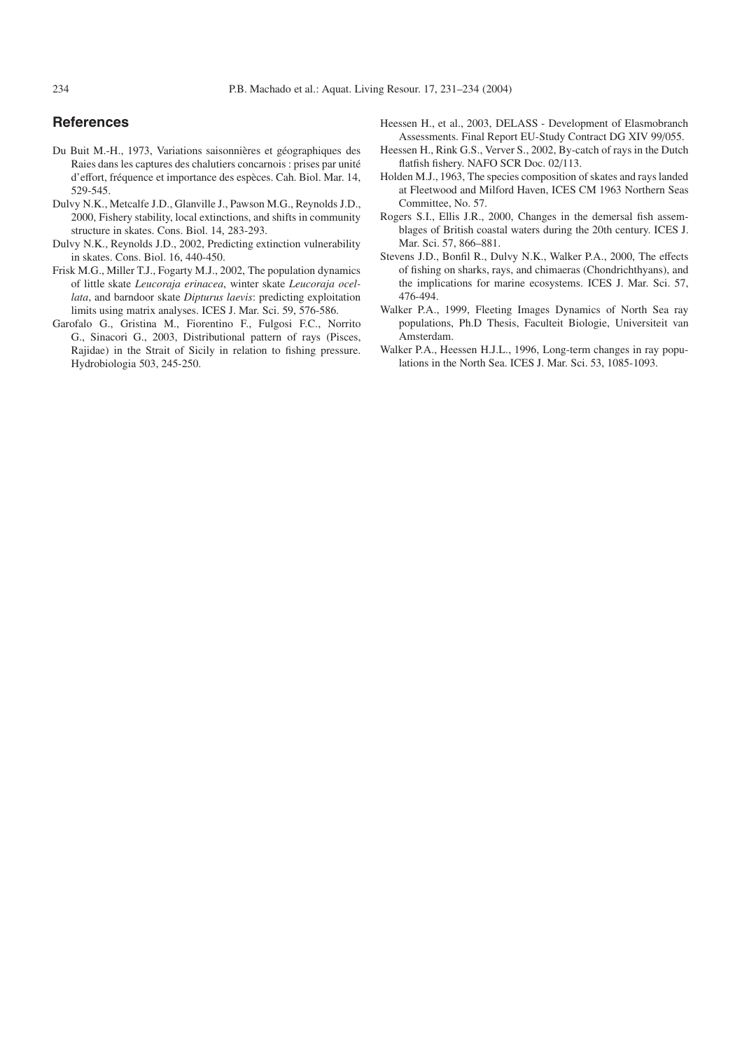## References

Du Buit M.-H., 1973, Variations saisonnières et géographiques des Raies dans les captures des chalutiers concarnois : prises par unité d'effort, fréquence et importance des espèces. Cah. Biol. Mar. 14, 529-545.

Dulvy N.K., Metcalfe J.D., Glanville J., Pawson M.G., Reynolds J.D., 2000, Fishery stability, local extinctions, and shifts in community structure in skates. Cons. Biol. 14, 283-293.

Dulvy N.K., Reynolds J.D., 2002, Predicting extinction vulnerability in skates. Cons. Biol. 16, 440-450.

Frisk M.G., Miller T.J., Fogarty M.J., 2002, The population dynamics of little skate *Leucoraja erinacea*, winter skate *Leucoraja ocellata*, and barndoor skate *Dipturus laevis*: predicting exploitation limits using matrix analyses. ICES J. Mar. Sci. 59, 576-586.

Garofalo G., Gristina M., Fiorentino F., Fulgosi F.C., Norrito G., Sinacori G., 2003, Distributional pattern of rays (Pisces, Rajidae) in the Strait of Sicily in relation to fishing pressure. Hydrobiologia 503, 245-250.

Heessen H., et al., 2003, DELASS - Development of Elasmobranch Assessments. Final Report EU-Study Contract DG XIV 99/055.

Heessen H., Rink G.S., Verver S., 2002, By-catch of rays in the Dutch flatfish fishery. NAFO SCR Doc. 02/113.

Holden M.J., 1963, The species composition of skates and rays landed at Fleetwood and Milford Haven, ICES CM 1963 Northern Seas Committee, No. 57.

Rogers S.I., Ellis J.R., 2000, Changes in the demersal fish assemblages of British coastal waters during the 20th century. ICES J. Mar. Sci. 57, 866–881.

Stevens J.D., Bonfil R., Dulvy N.K., Walker P.A., 2000, The effects of fishing on sharks, rays, and chimaeras (Chondrichthyans), and the implications for marine ecosystems. ICES J. Mar. Sci. 57, 476-494.

Walker P.A., 1999, Fleeting Images Dynamics of North Sea ray populations, Ph.D Thesis, Faculteit Biologie, Universiteit van Amsterdam.

Walker P.A., Heessen H.J.L., 1996, Long-term changes in ray populations in the North Sea. ICES J. Mar. Sci. 53, 1085-1093.